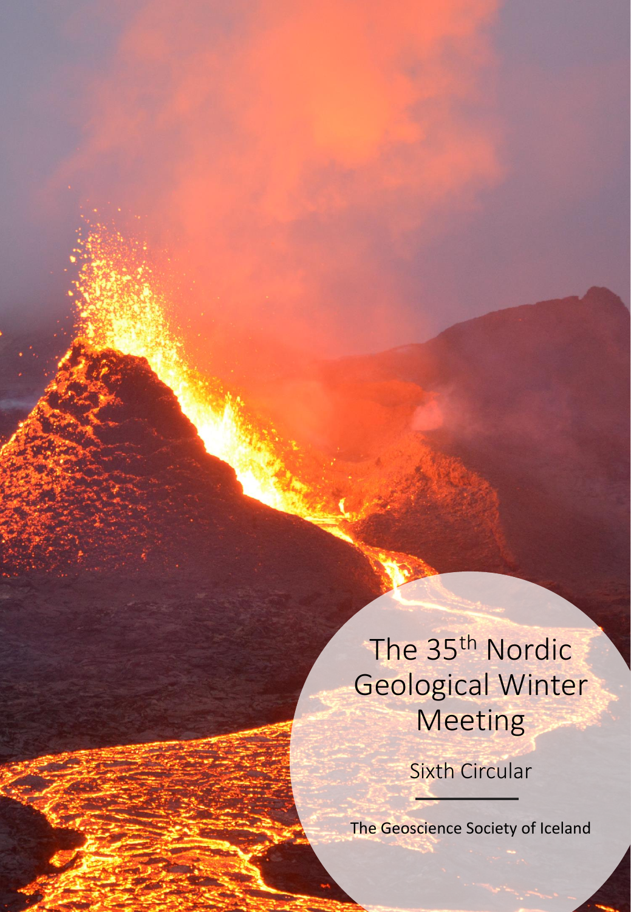# The 35th Nordic Geological Winter Meeting

## Sixth Circular

The Geoscience Society of Iceland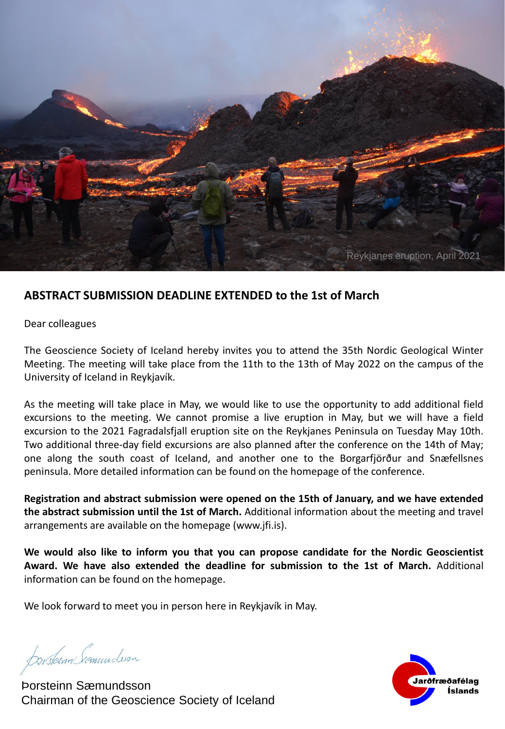Reykjanes eruption, April 2021

## ABSTRACT SUBMISSION DEADLINE EXTENDED to the 1st of March

Dear colleagues

The Geoscience Society of Iceland hereby invites you to attend the 35th Nordic Geological Winter Meeting. The meeting will take place from the 11th to the 13th of May 2022 on the campus of the University of Iceland in Reykjavík.

As the meeting will take place in May, we would like to use the opportunity to add additional field excursions to the meeting. We cannot promise a live eruption in May, but we will have a field excursion to the 2021 Fagradalsfjall eruption site on the Reykjanes Peninsula on Tuesday May 10th. Two additional three-day field excursions are also planned after the conference on the 14th of May; one along the south coast of Iceland, and another one to the Borgarfjörður and Snæfellsnes peninsula. More detailed information can be found on the homepage of the conference.

**Registration and abstract submission were opened on the 15th of January, and we have extended the abstract submission until the 1st of March.** Additional information about the meeting and travel arrangements are available on the homepage (www.jfi.is).

**We would also like to inform you that you can propose candidate for the Nordic Geoscientist Award. We have also extended the deadline for submission to the 1st of March.** Additional information can be found on the homepage.

We look forward to meet you in person here in Reykjavík in May.

Þorsteinn Sæmundsson
Chairman of the Geoscience Society of Iceland

Jarðfræðafélag Íslands